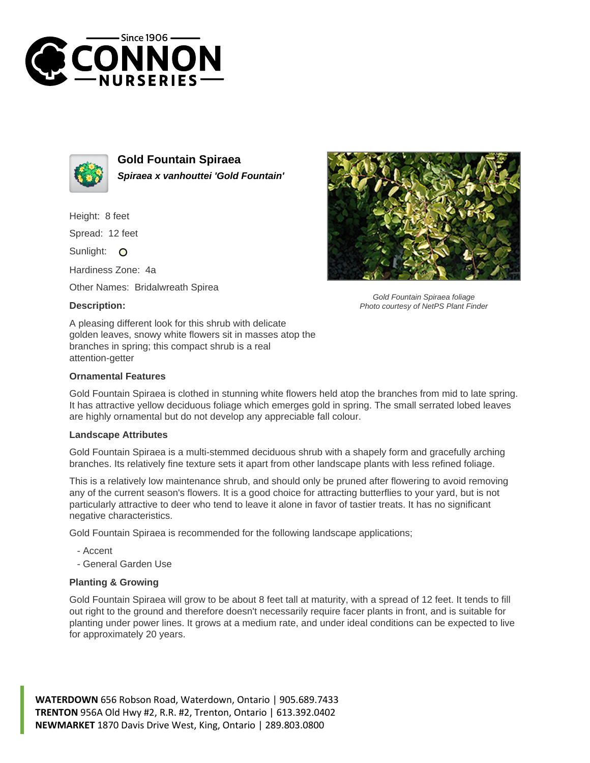# Gold Fountain Spiraea

***Spiraea x vanhouttei 'Gold Fountain'***

Height: 8 feet

Spread: 12 feet

Sunlight: O

Hardiness Zone: 4a

Other Names: Bridalwreath Spirea

*Gold Fountain Spiraea foliage*
*Photo courtesy of NetPS Plant Finder*

### Description:

A pleasing different look for this shrub with delicate golden leaves, snowy white flowers sit in masses atop the branches in spring; this compact shrub is a real attention-getter

### Ornamental Features

Gold Fountain Spiraea is clothed in stunning white flowers held atop the branches from mid to late spring. It has attractive yellow deciduous foliage which emerges gold in spring. The small serrated lobed leaves are highly ornamental but do not develop any appreciable fall colour.

### Landscape Attributes

Gold Fountain Spiraea is a multi-stemmed deciduous shrub with a shapely form and gracefully arching branches. Its relatively fine texture sets it apart from other landscape plants with less refined foliage.

This is a relatively low maintenance shrub, and should only be pruned after flowering to avoid removing any of the current season's flowers. It is a good choice for attracting butterflies to your yard, but is not particularly attractive to deer who tend to leave it alone in favor of tastier treats. It has no significant negative characteristics.

Gold Fountain Spiraea is recommended for the following landscape applications;

- Accent
- General Garden Use

### Planting & Growing

Gold Fountain Spiraea will grow to be about 8 feet tall at maturity, with a spread of 12 feet. It tends to fill out right to the ground and therefore doesn't necessarily require facer plants in front, and is suitable for planting under power lines. It grows at a medium rate, and under ideal conditions can be expected to live for approximately 20 years.

**WATERDOWN** 656 Robson Road, Waterdown, Ontario | 905.689.7433
**TRENTON** 956A Old Hwy #2, R.R. #2, Trenton, Ontario | 613.392.0402
**NEWMARKET** 1870 Davis Drive West, King, Ontario | 289.803.0800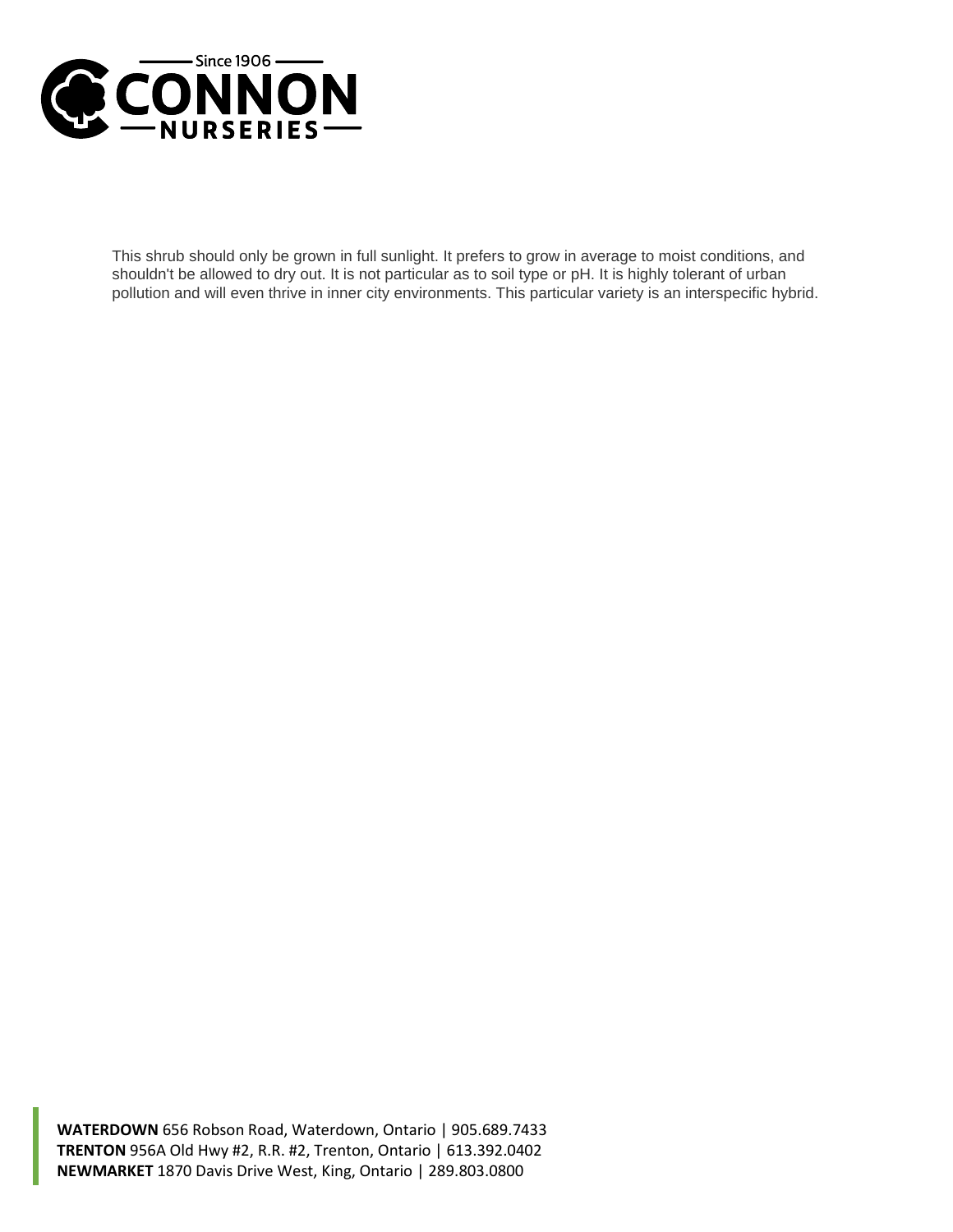This shrub should only be grown in full sunlight. It prefers to grow in average to moist conditions, and shouldn't be allowed to dry out. It is not particular as to soil type or pH. It is highly tolerant of urban pollution and will even thrive in inner city environments. This particular variety is an interspecific hybrid.